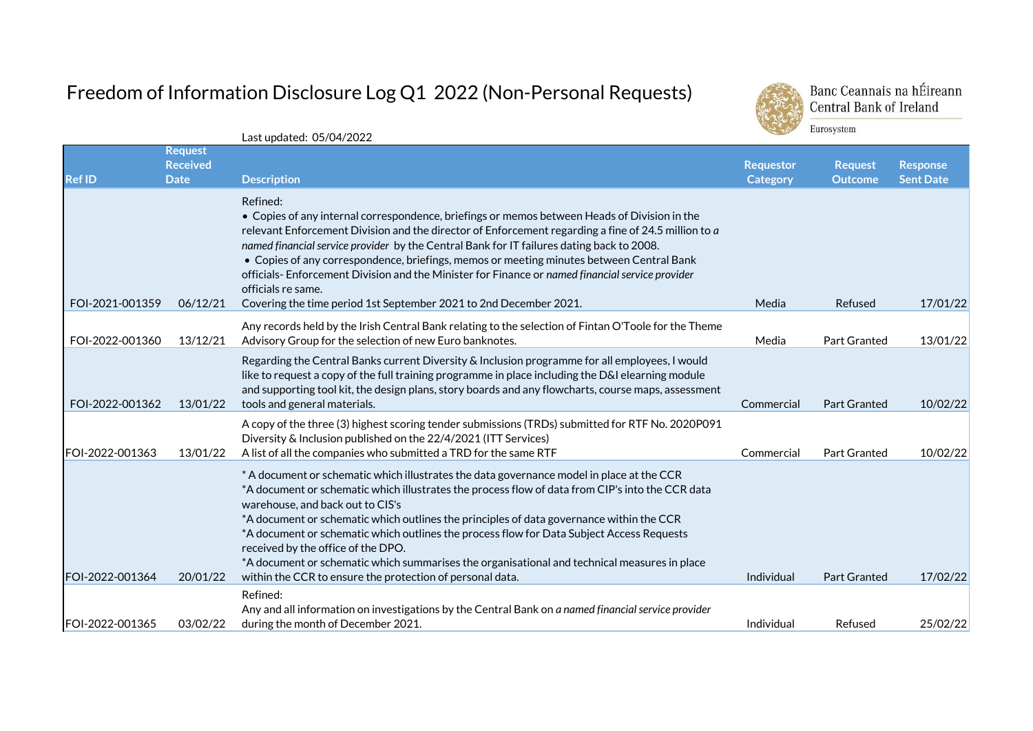# Freedom of Information Disclosure Log Q1 2022 (Non-Personal Requests)

Banc Ceannais na hÉireann
Central Bank of Ireland
Eurosystem

Last updated: 05/04/2022

| Ref ID | Request Received Date | Description | Requestor Category | Request Outcome | Response Sent Date |
|---|---|---|---|---|---|
| FOI-2021-001359 | 06/12/21 | Refined:<br>• Copies of any internal correspondence, briefings or memos between Heads of Division in the relevant Enforcement Division and the director of Enforcement regarding a fine of 24.5 million to *a named financial service provider* by the Central Bank for IT failures dating back to 2008.<br>• Copies of any correspondence, briefings, memos or meeting minutes between Central Bank officials- Enforcement Division and the Minister for Finance or *named financial service provider* officials re same.<br>Covering the time period 1st September 2021 to 2nd December 2021. | Media | Refused | 17/01/22 |
| FOI-2022-001360 | 13/12/21 | Any records held by the Irish Central Bank relating to the selection of Fintan O'Toole for the Theme Advisory Group for the selection of new Euro banknotes. | Media | Part Granted | 13/01/22 |
| FOI-2022-001362 | 13/01/22 | Regarding the Central Banks current Diversity & Inclusion programme for all employees, I would like to request a copy of the full training programme in place including the D&I elearning module and supporting tool kit, the design plans, story boards and any flowcharts, course maps, assessment tools and general materials. | Commercial | Part Granted | 10/02/22 |
| FOI-2022-001363 | 13/01/22 | A copy of the three (3) highest scoring tender submissions (TRDs) submitted for RTF No. 2020P091 Diversity & Inclusion published on the 22/4/2021 (ITT Services)<br>A list of all the companies who submitted a TRD for the same RTF | Commercial | Part Granted | 10/02/22 |
| FOI-2022-001364 | 20/01/22 | * A document or schematic which illustrates the data governance model in place at the CCR<br>*A document or schematic which illustrates the process flow of data from CIP's into the CCR data warehouse, and back out to CIS's<br>*A document or schematic which outlines the principles of data governance within the CCR<br>*A document or schematic which outlines the process flow for Data Subject Access Requests received by the office of the DPO.<br>*A document or schematic which summarises the organisational and technical measures in place within the CCR to ensure the protection of personal data. | Individual | Part Granted | 17/02/22 |
| FOI-2022-001365 | 03/02/22 | Refined:<br>Any and all information on investigations by the Central Bank on *a named financial service provider* during the month of December 2021. | Individual | Refused | 25/02/22 |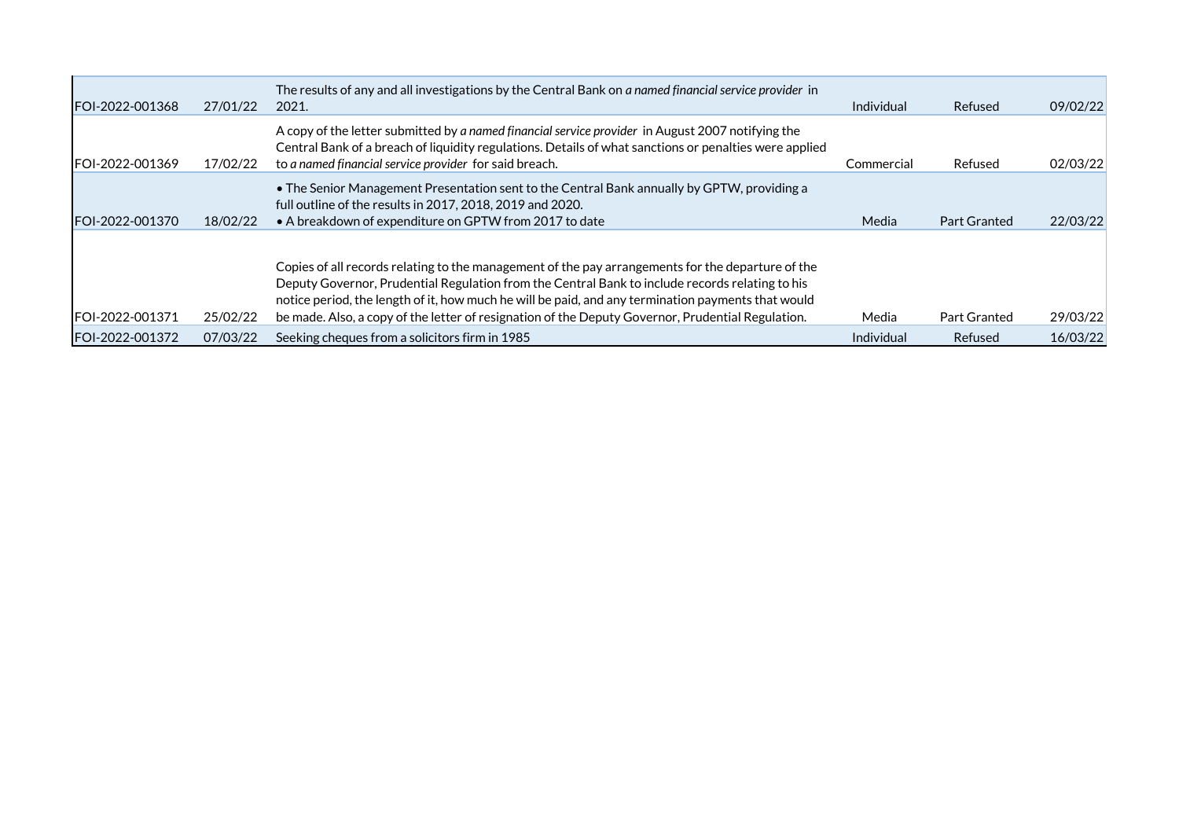| | | | | | |
|---|---|---|---|---|---|
| FOI-2022-001368 | 27/01/22 | The results of any and all investigations by the Central Bank on *a named financial service provider* in 2021. | Individual | Refused | 09/02/22 |
| FOI-2022-001369 | 17/02/22 | A copy of the letter submitted by *a named financial service provider* in August 2007 notifying the Central Bank of a breach of liquidity regulations. Details of what sanctions or penalties were applied to *a named financial service provider* for said breach. | Commercial | Refused | 02/03/22 |
| FOI-2022-001370 | 18/02/22 | • The Senior Management Presentation sent to the Central Bank annually by GPTW, providing a full outline of the results in 2017, 2018, 2019 and 2020.<br>• A breakdown of expenditure on GPTW from 2017 to date | Media | Part Granted | 22/03/22 |
| FOI-2022-001371 | 25/02/22 | Copies of all records relating to the management of the pay arrangements for the departure of the Deputy Governor, Prudential Regulation from the Central Bank to include records relating to his notice period, the length of it, how much he will be paid, and any termination payments that would be made. Also, a copy of the letter of resignation of the Deputy Governor, Prudential Regulation. | Media | Part Granted | 29/03/22 |
| FOI-2022-001372 | 07/03/22 | Seeking cheques from a solicitors firm in 1985 | Individual | Refused | 16/03/22 |